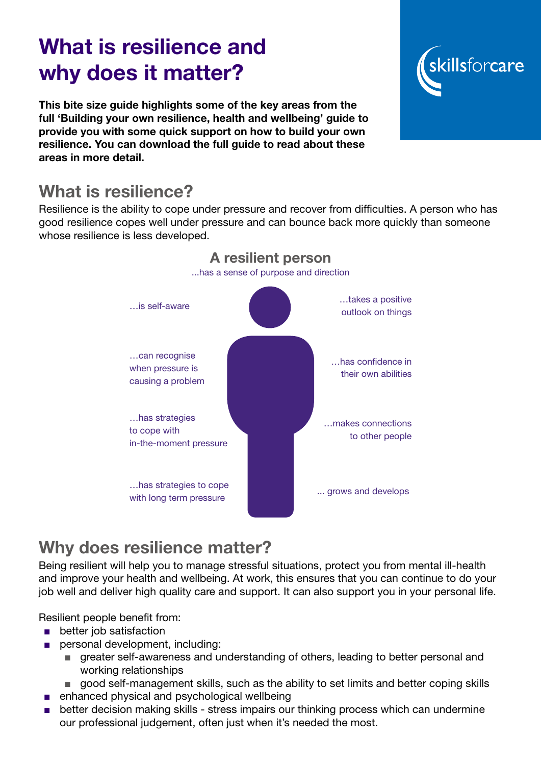# What is resilience and why does it matter?

**This bite size guide highlights some of the key areas from the full 'Building your own resilience, health and wellbeing' guide to provide you with some quick support on how to build your own resilience. You can download the full guide to read about these areas in more detail.**

## What is resilience?

Resilience is the ability to cope under pressure and recover from difficulties. A person who has good resilience copes well under pressure and can bounce back more quickly than someone whose resilience is less developed.

### A resilient person

...has a sense of purpose and direction

…is self-aware

…can recognise when pressure is causing a problem

…has strategies to cope with in-the-moment pressure

…has strategies to cope with long term pressure

…takes a positive outlook on things

…has confidence in their own abilities

…makes connections to other people

... grows and develops

## Why does resilience matter?

Being resilient will help you to manage stressful situations, protect you from mental ill-health and improve your health and wellbeing. At work, this ensures that you can continue to do your job well and deliver high quality care and support. It can also support you in your personal life.

Resilient people benefit from:

- better job satisfaction
- personal development, including:
  - greater self-awareness and understanding of others, leading to better personal and working relationships
  - good self-management skills, such as the ability to set limits and better coping skills
- enhanced physical and psychological wellbeing
- better decision making skills - stress impairs our thinking process which can undermine our professional judgement, often just when it's needed the most.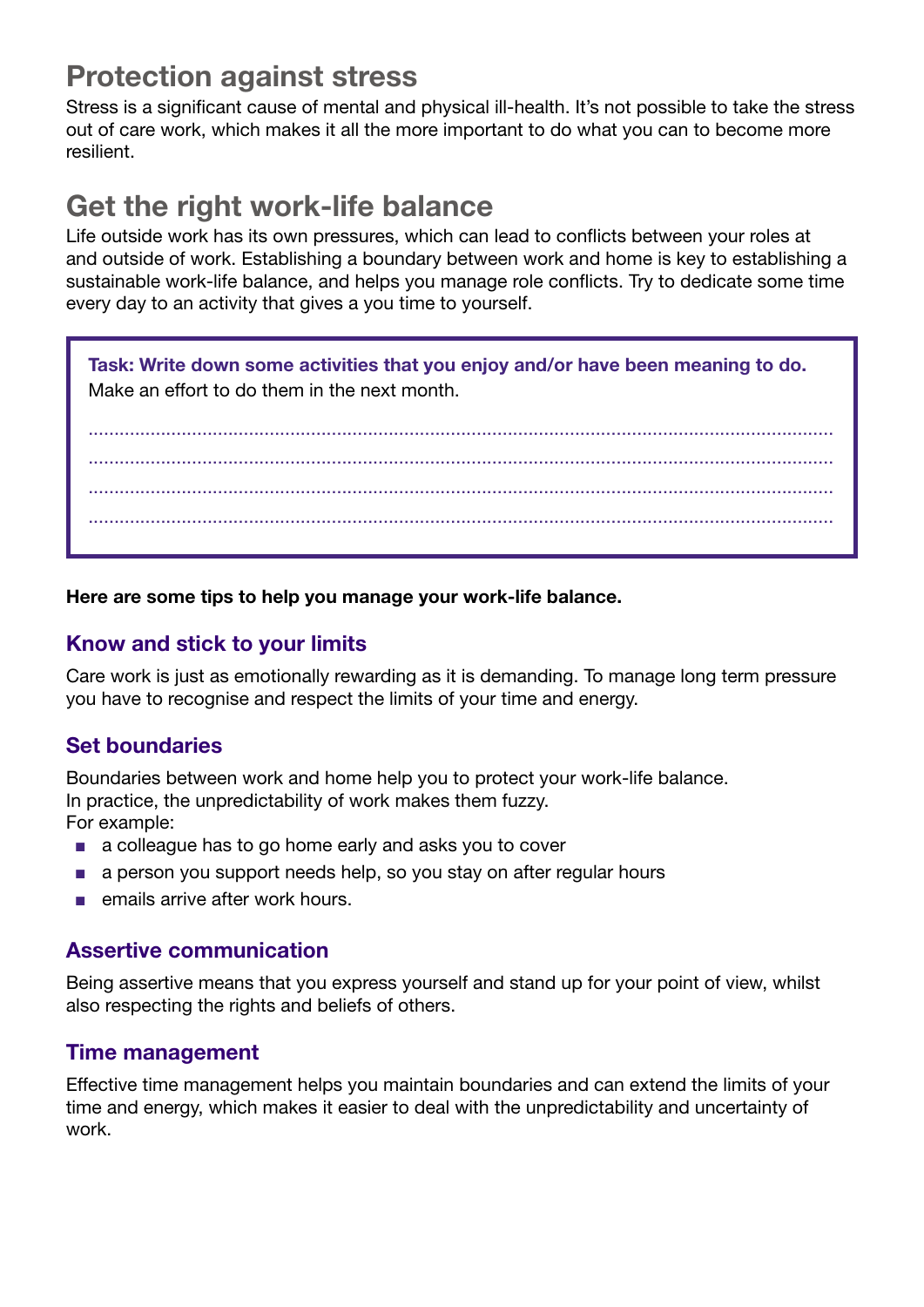## Protection against stress

Stress is a significant cause of mental and physical ill-health. It's not possible to take the stress out of care work, which makes it all the more important to do what you can to become more resilient.

## Get the right work-life balance

Life outside work has its own pressures, which can lead to conflicts between your roles at and outside of work. Establishing a boundary between work and home is key to establishing a sustainable work-life balance, and helps you manage role conflicts. Try to dedicate some time every day to an activity that gives a you time to yourself.

> **Task: Write down some activities that you enjoy and/or have been meaning to do.**
> Make an effort to do them in the next month.
>
> ................................................................................................................................
>
> ................................................................................................................................
>
> ................................................................................................................................
>
> ................................................................................................................................

**Here are some tips to help you manage your work-life balance.**

### Know and stick to your limits

Care work is just as emotionally rewarding as it is demanding. To manage long term pressure you have to recognise and respect the limits of your time and energy.

### Set boundaries

Boundaries between work and home help you to protect your work-life balance.
In practice, the unpredictability of work makes them fuzzy.
For example:

- a colleague has to go home early and asks you to cover
- a person you support needs help, so you stay on after regular hours
- emails arrive after work hours.

### Assertive communication

Being assertive means that you express yourself and stand up for your point of view, whilst also respecting the rights and beliefs of others.

### Time management

Effective time management helps you maintain boundaries and can extend the limits of your time and energy, which makes it easier to deal with the unpredictability and uncertainty of work.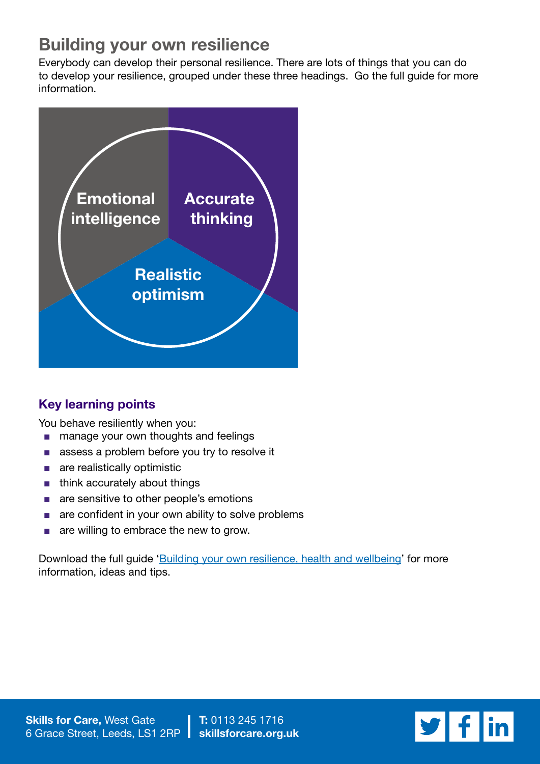## Building your own resilience

Everybody can develop their personal resilience. There are lots of things that you can do to develop your resilience, grouped under these three headings. Go the full guide for more information.

Emotional intelligence

Accurate thinking

Realistic optimism

### Key learning points

You behave resiliently when you:

- manage your own thoughts and feelings
- assess a problem before you try to resolve it
- are realistically optimistic
- think accurately about things
- are sensitive to other people's emotions
- are confident in your own ability to solve problems
- are willing to embrace the new to grow.

Download the full guide 'Building your own resilience, health and wellbeing' for more information, ideas and tips.

**Skills for Care,** West Gate
6 Grace Street, Leeds, LS1 2RP

**T:** 0113 245 1716
**skillsforcare.org.uk**